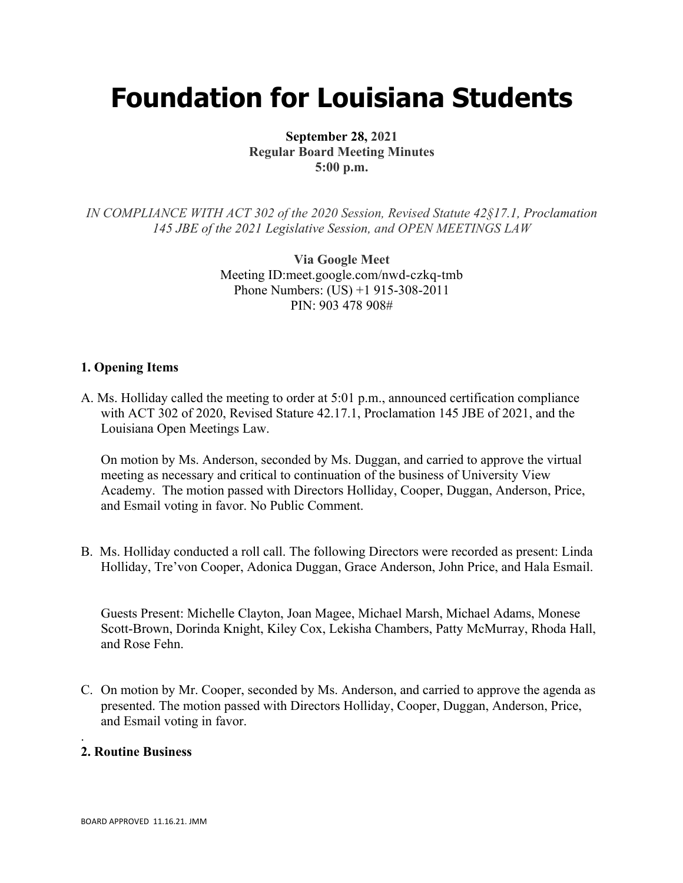# Foundation for Louisiana Students

**September 28, 2021**
**Regular Board Meeting Minutes**
**5:00 p.m.**

*IN COMPLIANCE WITH ACT 302 of the 2020 Session, Revised Statute 42§17.1, Proclamation 145 JBE of the 2021 Legislative Session, and OPEN MEETINGS LAW*

**Via Google Meet**
Meeting ID:meet.google.com/nwd-czkq-tmb
Phone Numbers: (US) +1 915-308-2011
PIN: 903 478 908#

**1. Opening Items**

A. Ms. Holliday called the meeting to order at 5:01 p.m., announced certification compliance with ACT 302 of 2020, Revised Stature 42.17.1, Proclamation 145 JBE of 2021, and the Louisiana Open Meetings Law.

On motion by Ms. Anderson, seconded by Ms. Duggan, and carried to approve the virtual meeting as necessary and critical to continuation of the business of University View Academy. The motion passed with Directors Holliday, Cooper, Duggan, Anderson, Price, and Esmail voting in favor. No Public Comment.

B. Ms. Holliday conducted a roll call. The following Directors were recorded as present: Linda Holliday, Tre'von Cooper, Adonica Duggan, Grace Anderson, John Price, and Hala Esmail.

Guests Present: Michelle Clayton, Joan Magee, Michael Marsh, Michael Adams, Monese Scott-Brown, Dorinda Knight, Kiley Cox, Lekisha Chambers, Patty McMurray, Rhoda Hall, and Rose Fehn.

C. On motion by Mr. Cooper, seconded by Ms. Anderson, and carried to approve the agenda as presented. The motion passed with Directors Holliday, Cooper, Duggan, Anderson, Price, and Esmail voting in favor.

.

**2. Routine Business**

BOARD APPROVED 11.16.21. JMM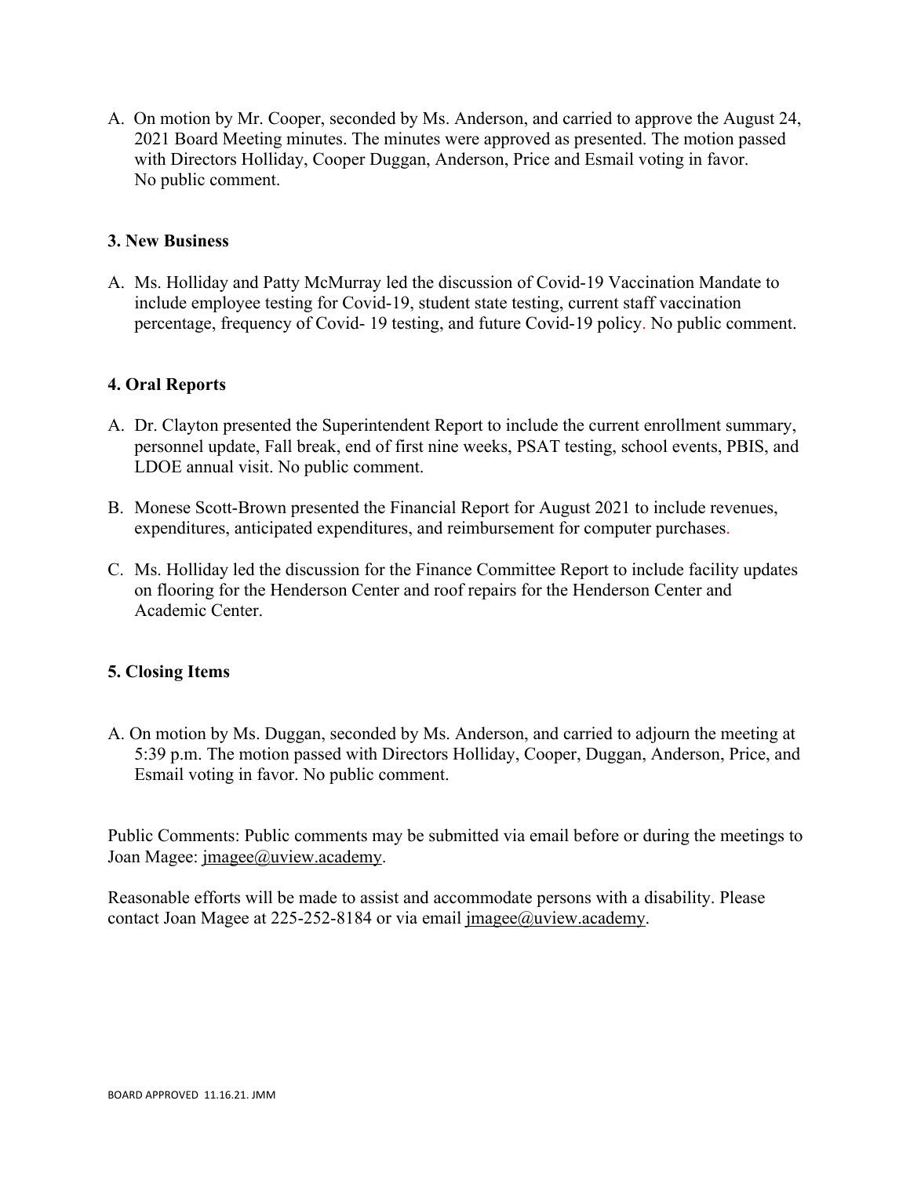A. On motion by Mr. Cooper, seconded by Ms. Anderson, and carried to approve the August 24, 2021 Board Meeting minutes. The minutes were approved as presented. The motion passed with Directors Holliday, Cooper Duggan, Anderson, Price and Esmail voting in favor. No public comment.

**3. New Business**

A. Ms. Holliday and Patty McMurray led the discussion of Covid-19 Vaccination Mandate to include employee testing for Covid-19, student state testing, current staff vaccination percentage, frequency of Covid- 19 testing, and future Covid-19 policy. No public comment.

**4. Oral Reports**

A. Dr. Clayton presented the Superintendent Report to include the current enrollment summary, personnel update, Fall break, end of first nine weeks, PSAT testing, school events, PBIS, and LDOE annual visit. No public comment.

B. Monese Scott-Brown presented the Financial Report for August 2021 to include revenues, expenditures, anticipated expenditures, and reimbursement for computer purchases.

C. Ms. Holliday led the discussion for the Finance Committee Report to include facility updates on flooring for the Henderson Center and roof repairs for the Henderson Center and Academic Center.

**5. Closing Items**

A. On motion by Ms. Duggan, seconded by Ms. Anderson, and carried to adjourn the meeting at 5:39 p.m. The motion passed with Directors Holliday, Cooper, Duggan, Anderson, Price, and Esmail voting in favor. No public comment.

Public Comments: Public comments may be submitted via email before or during the meetings to Joan Magee: jmagee@uview.academy.

Reasonable efforts will be made to assist and accommodate persons with a disability. Please contact Joan Magee at 225-252-8184 or via email jmagee@uview.academy.

BOARD APPROVED 11.16.21. JMM